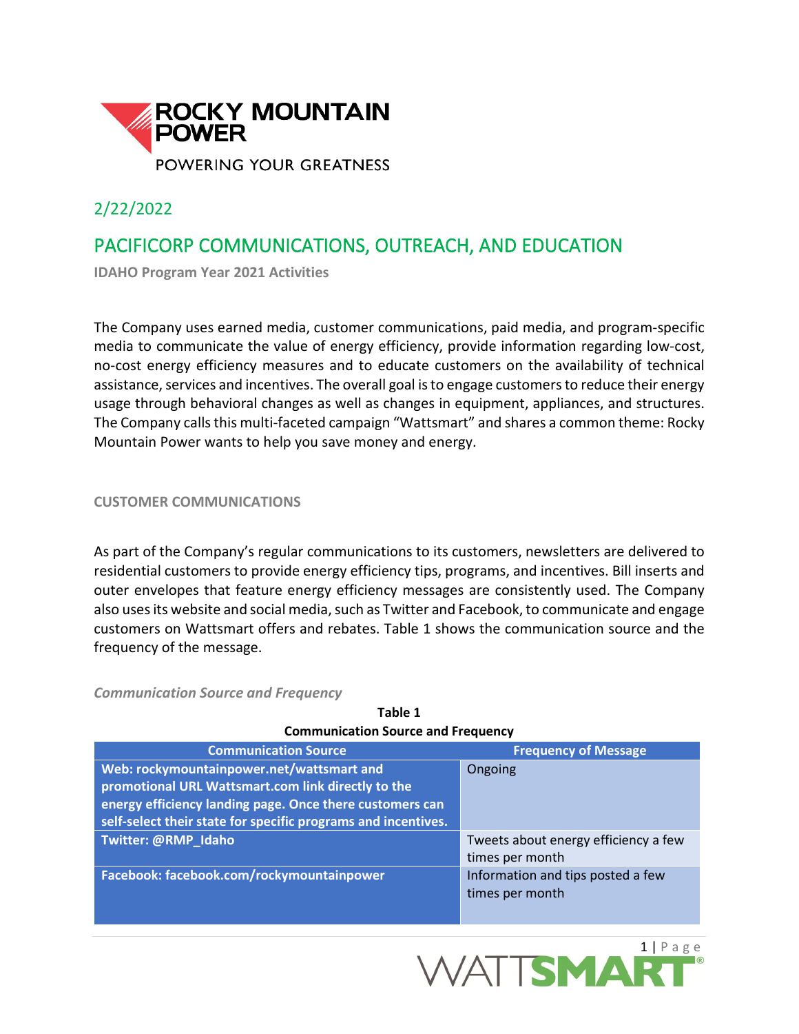ROCKY MOUNTAIN POWER

POWERING YOUR GREATNESS

2/22/2022

# PACIFICORP COMMUNICATIONS, OUTREACH, AND EDUCATION

**IDAHO Program Year 2021 Activities**

The Company uses earned media, customer communications, paid media, and program-specific media to communicate the value of energy efficiency, provide information regarding low-cost, no-cost energy efficiency measures and to educate customers on the availability of technical assistance, services and incentives. The overall goal is to engage customers to reduce their energy usage through behavioral changes as well as changes in equipment, appliances, and structures. The Company calls this multi-faceted campaign "Wattsmart" and shares a common theme: Rocky Mountain Power wants to help you save money and energy.

## CUSTOMER COMMUNICATIONS

As part of the Company's regular communications to its customers, newsletters are delivered to residential customers to provide energy efficiency tips, programs, and incentives. Bill inserts and outer envelopes that feature energy efficiency messages are consistently used. The Company also uses its website and social media, such as Twitter and Facebook, to communicate and engage customers on Wattsmart offers and rebates. Table 1 shows the communication source and the frequency of the message.

### *Communication Source and Frequency*

**Table 1**
**Communication Source and Frequency**

| Communication Source | Frequency of Message |
| --- | --- |
| **Web: rockymountainpower.net/wattsmart and promotional URL Wattsmart.com link directly to the energy efficiency landing page. Once there customers can self-select their state for specific programs and incentives.** | Ongoing |
| **Twitter: @RMP_Idaho** | Tweets about energy efficiency a few times per month |
| **Facebook: facebook.com/rockymountainpower** | Information and tips posted a few times per month |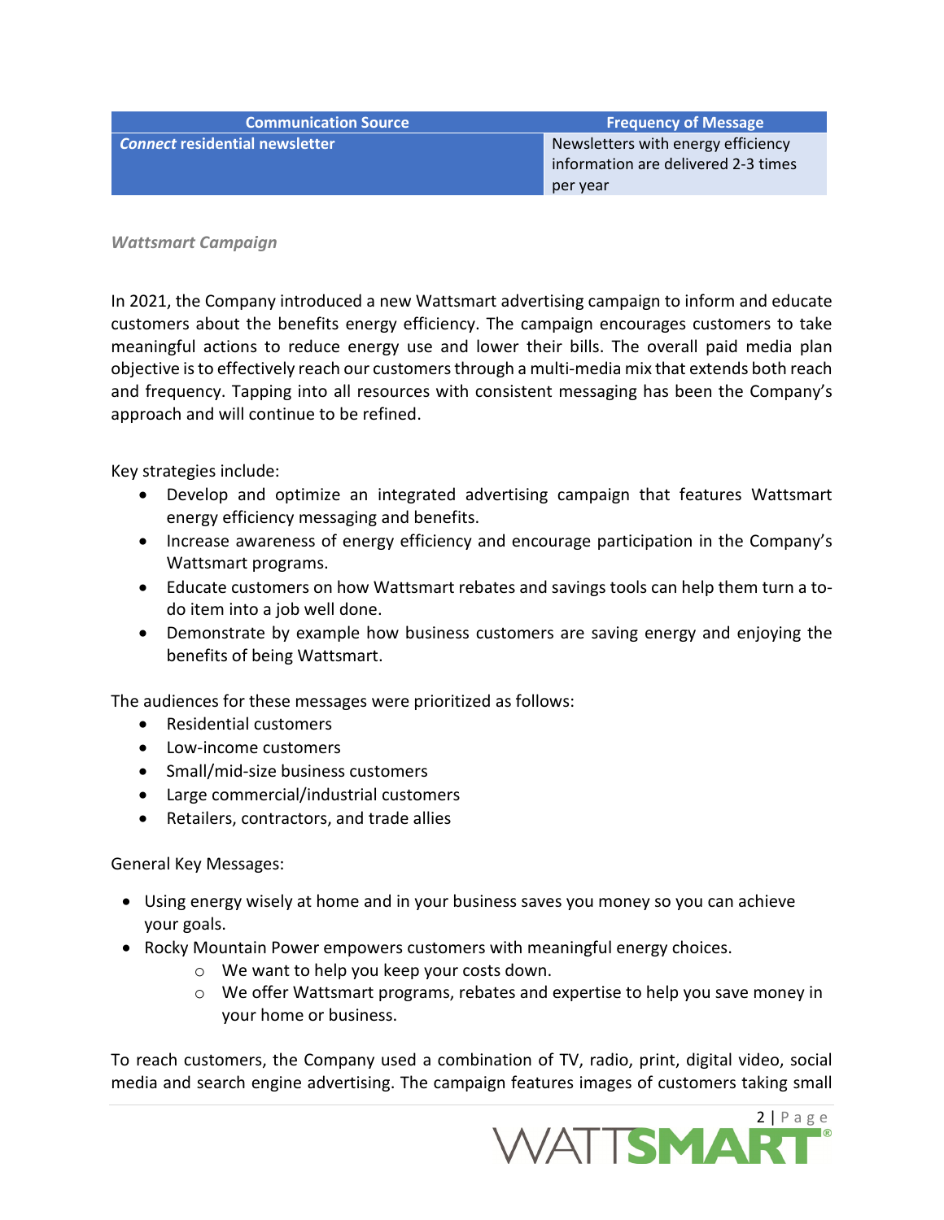| Communication Source | Frequency of Message |
|---|---|
| ***Connect* residential newsletter** | Newsletters with energy efficiency information are delivered 2-3 times per year |

*Wattsmart Campaign*

In 2021, the Company introduced a new Wattsmart advertising campaign to inform and educate customers about the benefits energy efficiency. The campaign encourages customers to take meaningful actions to reduce energy use and lower their bills. The overall paid media plan objective is to effectively reach our customers through a multi-media mix that extends both reach and frequency. Tapping into all resources with consistent messaging has been the Company's approach and will continue to be refined.

Key strategies include:

- Develop and optimize an integrated advertising campaign that features Wattsmart energy efficiency messaging and benefits.
- Increase awareness of energy efficiency and encourage participation in the Company's Wattsmart programs.
- Educate customers on how Wattsmart rebates and savings tools can help them turn a to-do item into a job well done.
- Demonstrate by example how business customers are saving energy and enjoying the benefits of being Wattsmart.

The audiences for these messages were prioritized as follows:

- Residential customers
- Low-income customers
- Small/mid-size business customers
- Large commercial/industrial customers
- Retailers, contractors, and trade allies

General Key Messages:

- Using energy wisely at home and in your business saves you money so you can achieve your goals.
- Rocky Mountain Power empowers customers with meaningful energy choices.
  - We want to help you keep your costs down.
  - We offer Wattsmart programs, rebates and expertise to help you save money in your home or business.

To reach customers, the Company used a combination of TV, radio, print, digital video, social media and search engine advertising. The campaign features images of customers taking small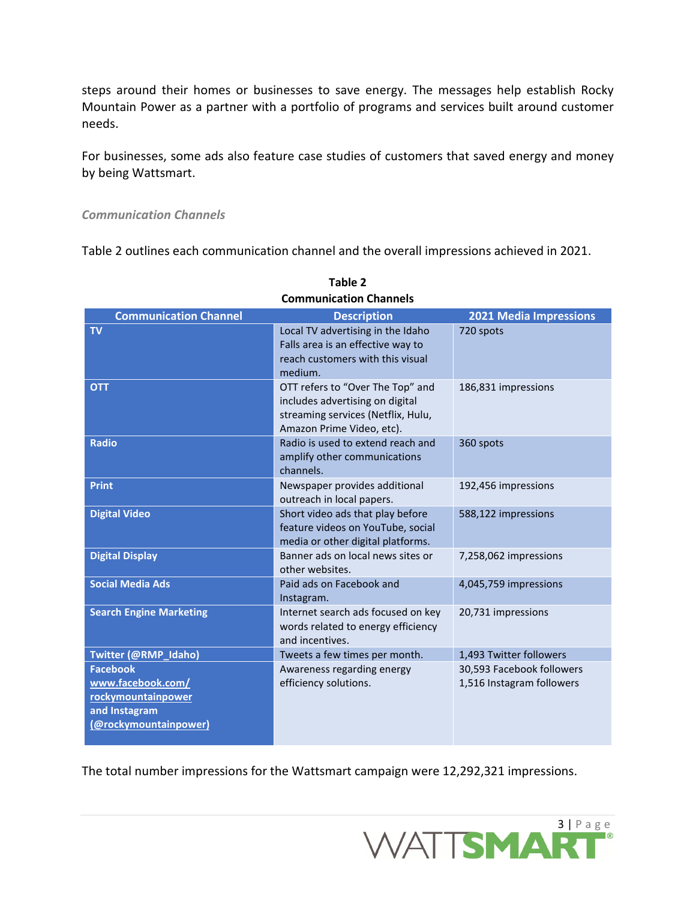steps around their homes or businesses to save energy. The messages help establish Rocky Mountain Power as a partner with a portfolio of programs and services built around customer needs.

For businesses, some ads also feature case studies of customers that saved energy and money by being Wattsmart.

### *Communication Channels*

Table 2 outlines each communication channel and the overall impressions achieved in 2021.

**Table 2**
**Communication Channels**

| Communication Channel | Description | 2021 Media Impressions |
|---|---|---|
| **TV** | Local TV advertising in the Idaho Falls area is an effective way to reach customers with this visual medium. | 720 spots |
| **OTT** | OTT refers to "Over The Top" and includes advertising on digital streaming services (Netflix, Hulu, Amazon Prime Video, etc). | 186,831 impressions |
| **Radio** | Radio is used to extend reach and amplify other communications channels. | 360 spots |
| **Print** | Newspaper provides additional outreach in local papers. | 192,456 impressions |
| **Digital Video** | Short video ads that play before feature videos on YouTube, social media or other digital platforms. | 588,122 impressions |
| **Digital Display** | Banner ads on local news sites or other websites. | 7,258,062 impressions |
| **Social Media Ads** | Paid ads on Facebook and Instagram. | 4,045,759 impressions |
| **Search Engine Marketing** | Internet search ads focused on key words related to energy efficiency and incentives. | 20,731 impressions |
| **Twitter (@RMP_Idaho)** | Tweets a few times per month. | 1,493 Twitter followers |
| **Facebook www.facebook.com/rockymountainpower and Instagram (@rockymountainpower)** | Awareness regarding energy efficiency solutions. | 30,593 Facebook followers<br>1,516 Instagram followers |

The total number impressions for the Wattsmart campaign were 12,292,321 impressions.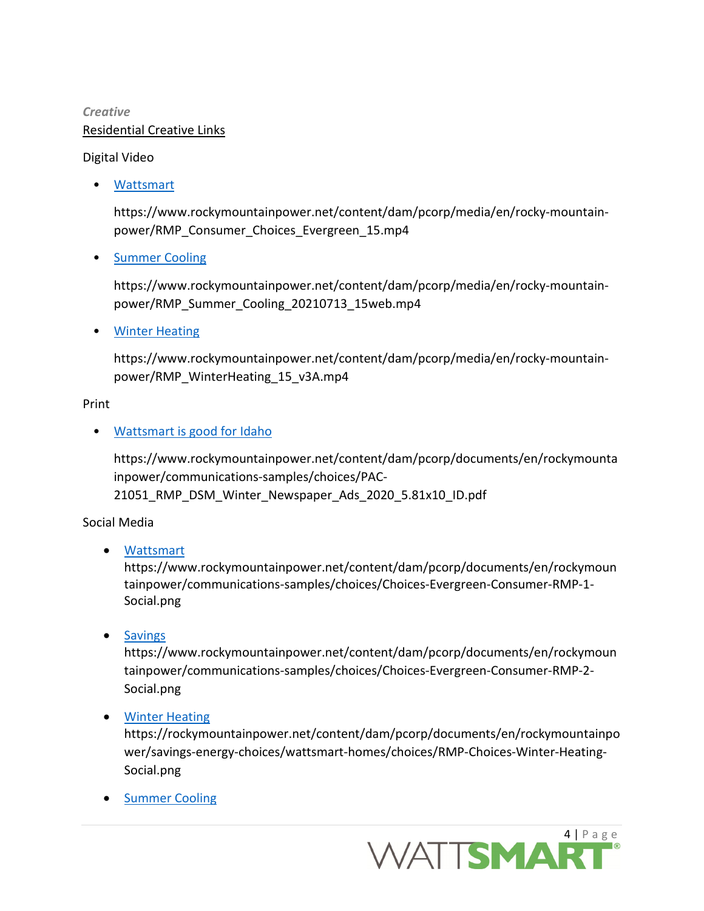*Creative*

Residential Creative Links

Digital Video

- [Wattsmart](https://www.rockymountainpower.net/content/dam/pcorp/media/en/rocky-mountain-power/RMP_Consumer_Choices_Evergreen_15.mp4)

  https://www.rockymountainpower.net/content/dam/pcorp/media/en/rocky-mountain-power/RMP_Consumer_Choices_Evergreen_15.mp4

- [Summer Cooling](https://www.rockymountainpower.net/content/dam/pcorp/media/en/rocky-mountain-power/RMP_Summer_Cooling_20210713_15web.mp4)

  https://www.rockymountainpower.net/content/dam/pcorp/media/en/rocky-mountain-power/RMP_Summer_Cooling_20210713_15web.mp4

- [Winter Heating](https://www.rockymountainpower.net/content/dam/pcorp/media/en/rocky-mountain-power/RMP_WinterHeating_15_v3A.mp4)

  https://www.rockymountainpower.net/content/dam/pcorp/media/en/rocky-mountain-power/RMP_WinterHeating_15_v3A.mp4

Print

- [Wattsmart is good for Idaho](https://www.rockymountainpower.net/content/dam/pcorp/documents/en/rockymountainpower/communications-samples/choices/PAC-21051_RMP_DSM_Winter_Newspaper_Ads_2020_5.81x10_ID.pdf)

  https://www.rockymountainpower.net/content/dam/pcorp/documents/en/rockymountainpower/communications-samples/choices/PAC-21051_RMP_DSM_Winter_Newspaper_Ads_2020_5.81x10_ID.pdf

Social Media

- [Wattsmart](https://www.rockymountainpower.net/content/dam/pcorp/documents/en/rockymountainpower/communications-samples/choices/Choices-Evergreen-Consumer-RMP-1-Social.png)
  https://www.rockymountainpower.net/content/dam/pcorp/documents/en/rockymountainpower/communications-samples/choices/Choices-Evergreen-Consumer-RMP-1-Social.png

- [Savings](https://www.rockymountainpower.net/content/dam/pcorp/documents/en/rockymountainpower/communications-samples/choices/Choices-Evergreen-Consumer-RMP-2-Social.png)
  https://www.rockymountainpower.net/content/dam/pcorp/documents/en/rockymountainpower/communications-samples/choices/Choices-Evergreen-Consumer-RMP-2-Social.png

- [Winter Heating](https://rockymountainpower.net/content/dam/pcorp/documents/en/rockymountainpower/savings-energy-choices/wattsmart-homes/choices/RMP-Choices-Winter-Heating-Social.png)
  https://rockymountainpower.net/content/dam/pcorp/documents/en/rockymountainpower/savings-energy-choices/wattsmart-homes/choices/RMP-Choices-Winter-Heating-Social.png

- Summer Cooling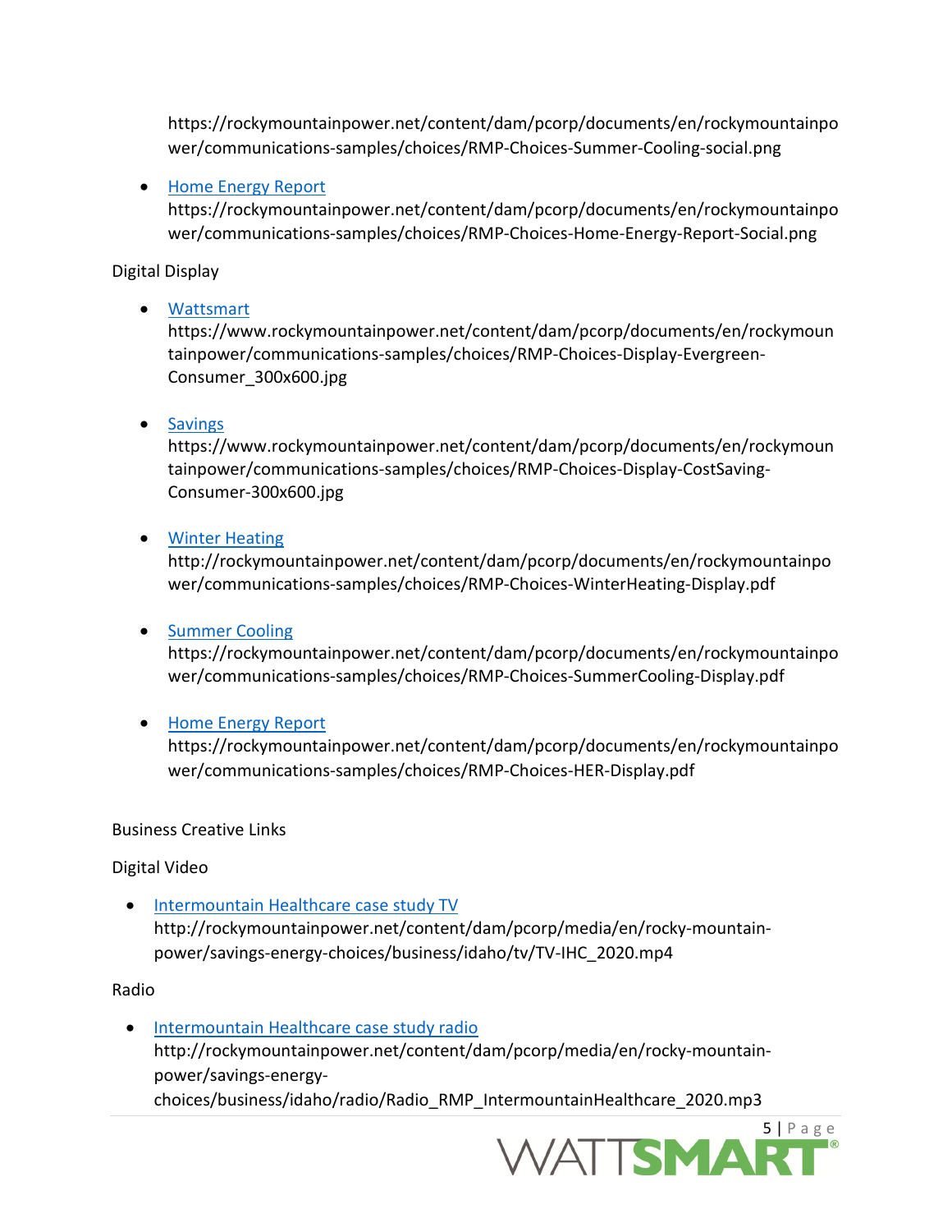https://rockymountainpower.net/content/dam/pcorp/documents/en/rockymountainpower/communications-samples/choices/RMP-Choices-Summer-Cooling-social.png

- Home Energy Report
  https://rockymountainpower.net/content/dam/pcorp/documents/en/rockymountainpower/communications-samples/choices/RMP-Choices-Home-Energy-Report-Social.png

Digital Display

- Wattsmart
  https://www.rockymountainpower.net/content/dam/pcorp/documents/en/rockymountainpower/communications-samples/choices/RMP-Choices-Display-Evergreen-Consumer_300x600.jpg

- Savings
  https://www.rockymountainpower.net/content/dam/pcorp/documents/en/rockymountainpower/communications-samples/choices/RMP-Choices-Display-CostSaving-Consumer-300x600.jpg

- Winter Heating
  http://rockymountainpower.net/content/dam/pcorp/documents/en/rockymountainpower/communications-samples/choices/RMP-Choices-WinterHeating-Display.pdf

- Summer Cooling
  https://rockymountainpower.net/content/dam/pcorp/documents/en/rockymountainpower/communications-samples/choices/RMP-Choices-SummerCooling-Display.pdf

- Home Energy Report
  https://rockymountainpower.net/content/dam/pcorp/documents/en/rockymountainpower/communications-samples/choices/RMP-Choices-HER-Display.pdf

Business Creative Links

Digital Video

- Intermountain Healthcare case study TV
  http://rockymountainpower.net/content/dam/pcorp/media/en/rocky-mountain-power/savings-energy-choices/business/idaho/tv/TV-IHC_2020.mp4

Radio

- Intermountain Healthcare case study radio
  http://rockymountainpower.net/content/dam/pcorp/media/en/rocky-mountain-power/savings-energy-choices/business/idaho/radio/Radio_RMP_IntermountainHealthcare_2020.mp3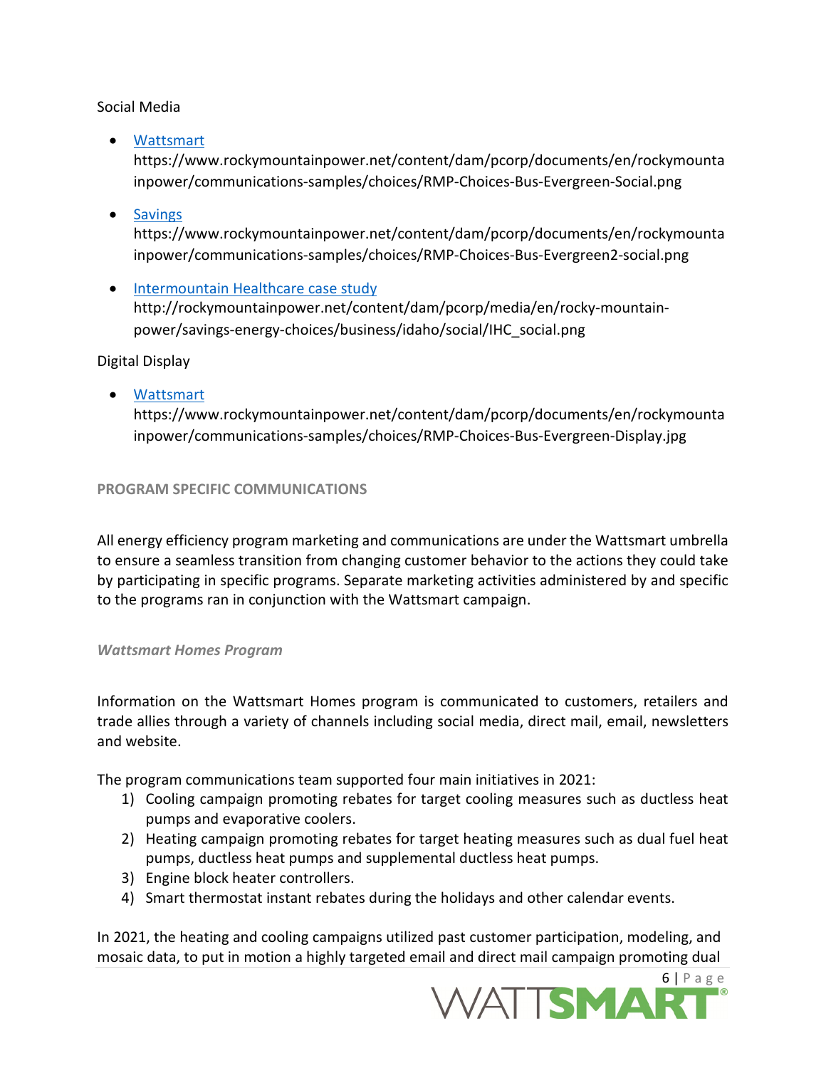Social Media

- [Wattsmart](https://www.rockymountainpower.net/content/dam/pcorp/documents/en/rockymountainpower/communications-samples/choices/RMP-Choices-Bus-Evergreen-Social.png)
  https://www.rockymountainpower.net/content/dam/pcorp/documents/en/rockymountainpower/communications-samples/choices/RMP-Choices-Bus-Evergreen-Social.png

- [Savings](https://www.rockymountainpower.net/content/dam/pcorp/documents/en/rockymountainpower/communications-samples/choices/RMP-Choices-Bus-Evergreen2-social.png)
  https://www.rockymountainpower.net/content/dam/pcorp/documents/en/rockymountainpower/communications-samples/choices/RMP-Choices-Bus-Evergreen2-social.png

- [Intermountain Healthcare case study](http://rockymountainpower.net/content/dam/pcorp/media/en/rocky-mountain-power/savings-energy-choices/business/idaho/social/IHC_social.png)
  http://rockymountainpower.net/content/dam/pcorp/media/en/rocky-mountain-power/savings-energy-choices/business/idaho/social/IHC_social.png

Digital Display

- [Wattsmart](https://www.rockymountainpower.net/content/dam/pcorp/documents/en/rockymountainpower/communications-samples/choices/RMP-Choices-Bus-Evergreen-Display.jpg)
  https://www.rockymountainpower.net/content/dam/pcorp/documents/en/rockymountainpower/communications-samples/choices/RMP-Choices-Bus-Evergreen-Display.jpg

## PROGRAM SPECIFIC COMMUNICATIONS

All energy efficiency program marketing and communications are under the Wattsmart umbrella to ensure a seamless transition from changing customer behavior to the actions they could take by participating in specific programs. Separate marketing activities administered by and specific to the programs ran in conjunction with the Wattsmart campaign.

### *Wattsmart Homes Program*

Information on the Wattsmart Homes program is communicated to customers, retailers and trade allies through a variety of channels including social media, direct mail, email, newsletters and website.

The program communications team supported four main initiatives in 2021:

1) Cooling campaign promoting rebates for target cooling measures such as ductless heat pumps and evaporative coolers.
2) Heating campaign promoting rebates for target heating measures such as dual fuel heat pumps, ductless heat pumps and supplemental ductless heat pumps.
3) Engine block heater controllers.
4) Smart thermostat instant rebates during the holidays and other calendar events.

In 2021, the heating and cooling campaigns utilized past customer participation, modeling, and mosaic data, to put in motion a highly targeted email and direct mail campaign promoting dual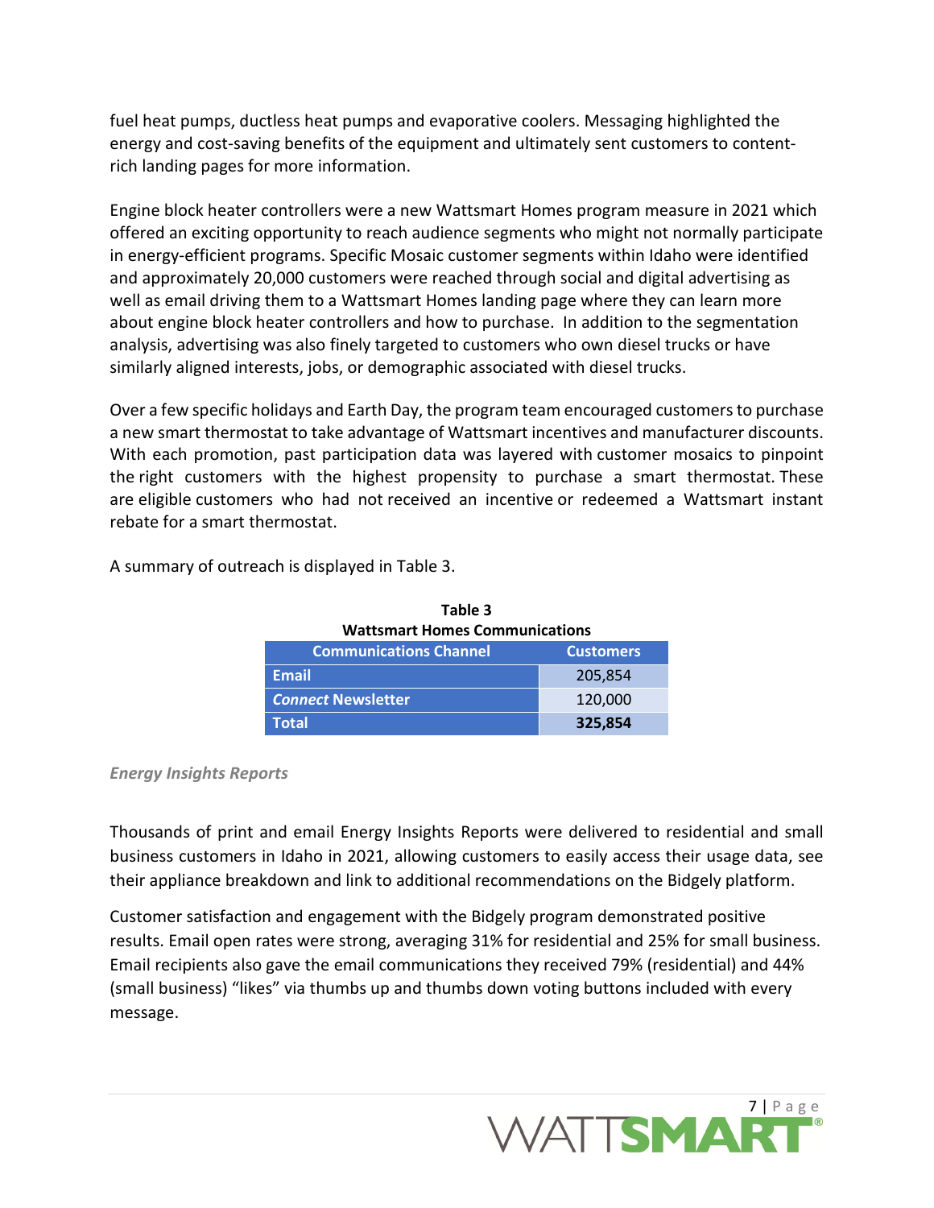fuel heat pumps, ductless heat pumps and evaporative coolers. Messaging highlighted the energy and cost-saving benefits of the equipment and ultimately sent customers to content-rich landing pages for more information.

Engine block heater controllers were a new Wattsmart Homes program measure in 2021 which offered an exciting opportunity to reach audience segments who might not normally participate in energy-efficient programs. Specific Mosaic customer segments within Idaho were identified and approximately 20,000 customers were reached through social and digital advertising as well as email driving them to a Wattsmart Homes landing page where they can learn more about engine block heater controllers and how to purchase. In addition to the segmentation analysis, advertising was also finely targeted to customers who own diesel trucks or have similarly aligned interests, jobs, or demographic associated with diesel trucks.

Over a few specific holidays and Earth Day, the program team encouraged customers to purchase a new smart thermostat to take advantage of Wattsmart incentives and manufacturer discounts. With each promotion, past participation data was layered with customer mosaics to pinpoint the right customers with the highest propensity to purchase a smart thermostat. These are eligible customers who had not received an incentive or redeemed a Wattsmart instant rebate for a smart thermostat.

A summary of outreach is displayed in Table 3.

**Table 3**
**Wattsmart Homes Communications**

| Communications Channel | Customers |
|---|---|
| Email | 205,854 |
| *Connect* Newsletter | 120,000 |
| **Total** | **325,854** |

***Energy Insights Reports***

Thousands of print and email Energy Insights Reports were delivered to residential and small business customers in Idaho in 2021, allowing customers to easily access their usage data, see their appliance breakdown and link to additional recommendations on the Bidgely platform.

Customer satisfaction and engagement with the Bidgely program demonstrated positive results. Email open rates were strong, averaging 31% for residential and 25% for small business. Email recipients also gave the email communications they received 79% (residential) and 44% (small business) "likes" via thumbs up and thumbs down voting buttons included with every message.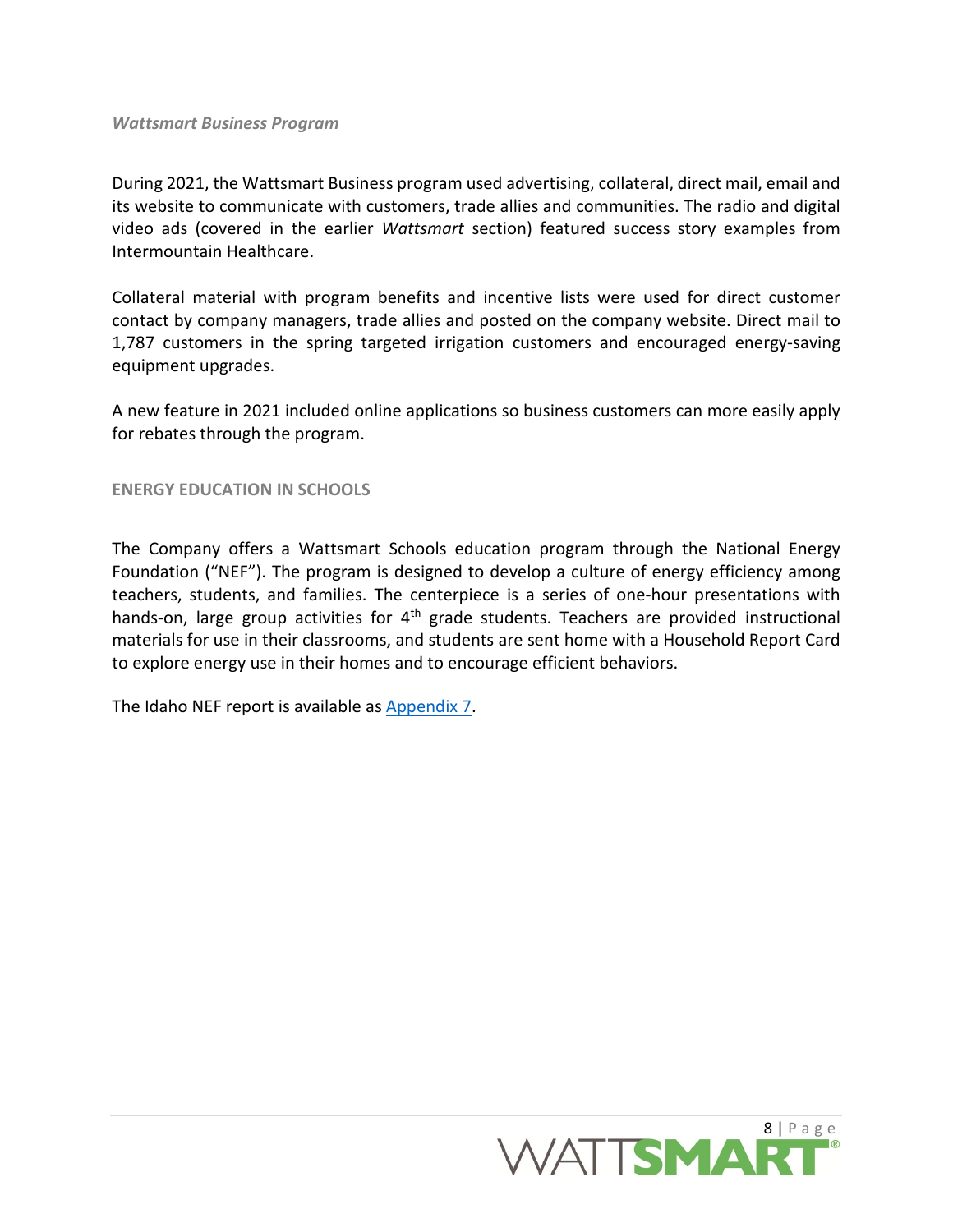### *Wattsmart Business Program*

During 2021, the Wattsmart Business program used advertising, collateral, direct mail, email and its website to communicate with customers, trade allies and communities. The radio and digital video ads (covered in the earlier *Wattsmart* section) featured success story examples from Intermountain Healthcare.

Collateral material with program benefits and incentive lists were used for direct customer contact by company managers, trade allies and posted on the company website. Direct mail to 1,787 customers in the spring targeted irrigation customers and encouraged energy-saving equipment upgrades.

A new feature in 2021 included online applications so business customers can more easily apply for rebates through the program.

## ENERGY EDUCATION IN SCHOOLS

The Company offers a Wattsmart Schools education program through the National Energy Foundation ("NEF"). The program is designed to develop a culture of energy efficiency among teachers, students, and families. The centerpiece is a series of one-hour presentations with hands-on, large group activities for 4th grade students. Teachers are provided instructional materials for use in their classrooms, and students are sent home with a Household Report Card to explore energy use in their homes and to encourage efficient behaviors.

The Idaho NEF report is available as Appendix 7.